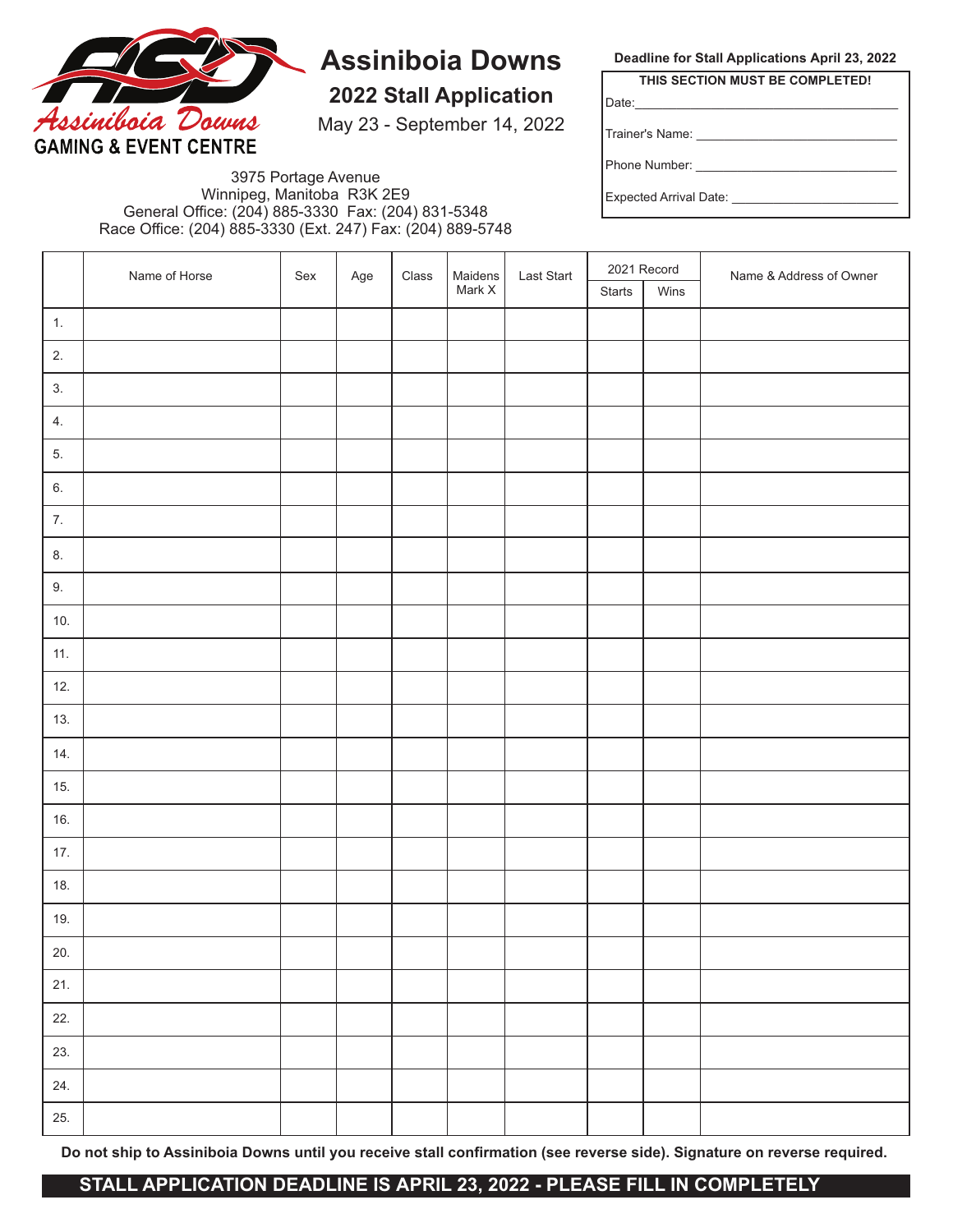Assiniboia Downs
GAMING & EVENT CENTRE

# Assiniboia Downs

## 2022 Stall Application

May 23 - September 14, 2022

3975 Portage Avenue
Winnipeg, Manitoba R3K 2E9
General Office: (204) 885-3330 Fax: (204) 831-5348
Race Office: (204) 885-3330 (Ext. 247) Fax: (204) 889-5748

**Deadline for Stall Applications April 23, 2022**

**THIS SECTION MUST BE COMPLETED!**

Date:\_\_\_\_\_\_\_\_\_\_\_\_\_\_\_\_\_\_\_\_\_\_\_\_

Trainer's Name: \_\_\_\_\_\_\_\_\_\_\_\_\_\_\_\_\_\_\_\_\_\_\_\_

Phone Number: \_\_\_\_\_\_\_\_\_\_\_\_\_\_\_\_\_\_\_\_\_\_\_\_

Expected Arrival Date: \_\_\_\_\_\_\_\_\_\_\_\_\_\_\_\_\_\_\_\_\_\_\_\_

| | Name of Horse | Sex | Age | Class | Maidens Mark X | Last Start | 2021 Record | | Name & Address of Owner |
|---|---|---|---|---|---|---|---|---|---|
| | | | | | | | Starts | Wins | |
| 1. | | | | | | | | | |
| 2. | | | | | | | | | |
| 3. | | | | | | | | | |
| 4. | | | | | | | | | |
| 5. | | | | | | | | | |
| 6. | | | | | | | | | |
| 7. | | | | | | | | | |
| 8. | | | | | | | | | |
| 9. | | | | | | | | | |
| 10. | | | | | | | | | |
| 11. | | | | | | | | | |
| 12. | | | | | | | | | |
| 13. | | | | | | | | | |
| 14. | | | | | | | | | |
| 15. | | | | | | | | | |
| 16. | | | | | | | | | |
| 17. | | | | | | | | | |
| 18. | | | | | | | | | |
| 19. | | | | | | | | | |
| 20. | | | | | | | | | |
| 21. | | | | | | | | | |
| 22. | | | | | | | | | |
| 23. | | | | | | | | | |
| 24. | | | | | | | | | |
| 25. | | | | | | | | | |

**Do not ship to Assiniboia Downs until you receive stall confirmation (see reverse side). Signature on reverse required.**

**STALL APPLICATION DEADLINE IS APRIL 23, 2022 - PLEASE FILL IN COMPLETELY**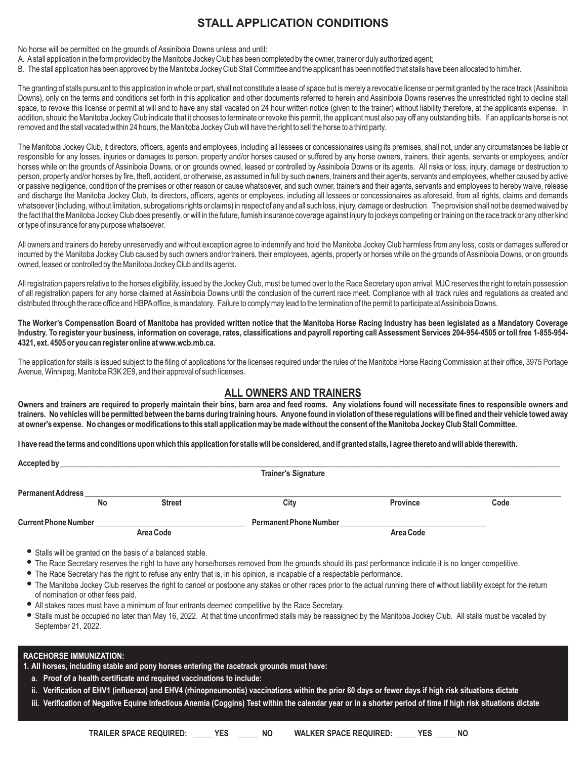# STALL APPLICATION CONDITIONS

No horse will be permitted on the grounds of Assiniboia Downs unless and until:

A. A stall application in the form provided by the Manitoba Jockey Club has been completed by the owner, trainer or duly authorized agent;

B. The stall application has been approved by the Manitoba Jockey Club Stall Committee and the applicant has been notified that stalls have been allocated to him/her.

The granting of stalls pursuant to this application in whole or part, shall not constitute a lease of space but is merely a revocable license or permit granted by the race track (Assiniboia Downs), only on the terms and conditions set forth in this application and other documents referred to herein and Assiniboia Downs reserves the unrestricted right to decline stall space, to revoke this license or permit at will and to have any stall vacated on 24 hour written notice (given to the trainer) without liability therefore, at the applicants expense. In addition, should the Manitoba Jockey Club indicate that it chooses to terminate or revoke this permit, the applicant must also pay off any outstanding bills. If an applicants horse is not removed and the stall vacated within 24 hours, the Manitoba Jockey Club will have the right to sell the horse to a third party.

The Manitoba Jockey Club, it directors, officers, agents and employees, including all lessees or concessionaires using its premises, shall not, under any circumstances be liable or responsible for any losses, injuries or damages to person, property and/or horses caused or suffered by any horse owners, trainers, their agents, servants or employees, and/or horses while on the grounds of Assiniboia Downs, or on grounds owned, leased or controlled by Assiniboia Downs or its agents. All risks or loss, injury, damage or destruction to person, property and/or horses by fire, theft, accident, or otherwise, as assumed in full by such owners, trainers and their agents, servants and employees, whether caused by active or passive negligence, condition of the premises or other reason or cause whatsoever, and such owner, trainers and their agents, servants and employees to hereby waive, release and discharge the Manitoba Jockey Club, its directors, officers, agents or employees, including all lessees or concessionaires as aforesaid, from all rights, claims and demands whatsoever (including, without limitation, subrogations rights or claims) in respect of any and all such loss, injury, damage or destruction. The provision shall not be deemed waived by the fact that the Manitoba Jockey Club does presently, or will in the future, furnish insurance coverage against injury to jockeys competing or training on the race track or any other kind or type of insurance for any purpose whatsoever.

All owners and trainers do hereby unreservedly and without exception agree to indemnify and hold the Manitoba Jockey Club harmless from any loss, costs or damages suffered or incurred by the Manitoba Jockey Club caused by such owners and/or trainers, their employees, agents, property or horses while on the grounds of Assiniboia Downs, or on grounds owned, leased or controlled by the Manitoba Jockey Club and its agents.

All registration papers relative to the horses eligibility, issued by the Jockey Club, must be turned over to the Race Secretary upon arrival. MJC reserves the right to retain possession of all registration papers for any horse claimed at Assiniboia Downs until the conclusion of the current race meet. Compliance with all track rules and regulations as created and distributed through the race office and HBPA office, is mandatory. Failure to comply may lead to the termination of the permit to participate at Assiniboia Downs.

**The Worker's Compensation Board of Manitoba has provided written notice that the Manitoba Horse Racing Industry has been legislated as a Mandatory Coverage Industry. To register your business, information on coverage, rates, classifications and payroll reporting call Assessment Services 204-954-4505 or toll free 1-855-954-4321, ext. 4505 or you can register online at www.wcb.mb.ca.**

The application for stalls is issued subject to the filing of applications for the licenses required under the rules of the Manitoba Horse Racing Commission at their office, 3975 Portage Avenue, Winnipeg, Manitoba R3K 2E9, and their approval of such licenses.

## ALL OWNERS AND TRAINERS

**Owners and trainers are required to properly maintain their bins, barn area and feed rooms. Any violations found will necessitate fines to responsible owners and trainers. No vehicles will be permitted between the barns during training hours. Anyone found in violation of these regulations will be fined and their vehicle towed away at owner's expense. No changes or modifications to this stall application may be made without the consent of the Manitoba Jockey Club Stall Committee.**

**I have read the terms and conditions upon which this application for stalls will be considered, and if granted stalls, I agree thereto and will abide therewith.**

**Accepted by** ______________________________________________

**Trainer's Signature**

**Permanent Address** ______________________________________________

**No** | **Street** | **City** | **Province** | **Code**

**Current Phone Number** ____________________ **Permanent Phone Number** ____________________

**Area Code** | **Area Code**

- Stalls will be granted on the basis of a balanced stable.
- The Race Secretary reserves the right to have any horse/horses removed from the grounds should its past performance indicate it is no longer competitive.
- The Race Secretary has the right to refuse any entry that is, in his opinion, is incapable of a respectable performance.
- The Manitoba Jockey Club reserves the right to cancel or postpone any stakes or other races prior to the actual running there of without liability except for the return of nomination or other fees paid.
- All stakes races must have a minimum of four entrants deemed competitive by the Race Secretary.
- Stalls must be occupied no later than May 16, 2022. At that time unconfirmed stalls may be reassigned by the Manitoba Jockey Club. All stalls must be vacated by September 21, 2022.

**RACEHORSE IMMUNIZATION:**

**1. All horses, including stable and pony horses entering the racetrack grounds must have:**

**a. Proof of a health certificate and required vaccinations to include:**

**ii. Verification of EHV1 (influenza) and EHV4 (rhinopneumontis) vaccinations within the prior 60 days or fewer days if high risk situations dictate**

**iii. Verification of Negative Equine Infectious Anemia (Coggins) Test within the calendar year or in a shorter period of time if high risk situations dictate**

**TRAILER SPACE REQUIRED: _____ YES _____ NO    WALKER SPACE REQUIRED: _____ YES _____ NO**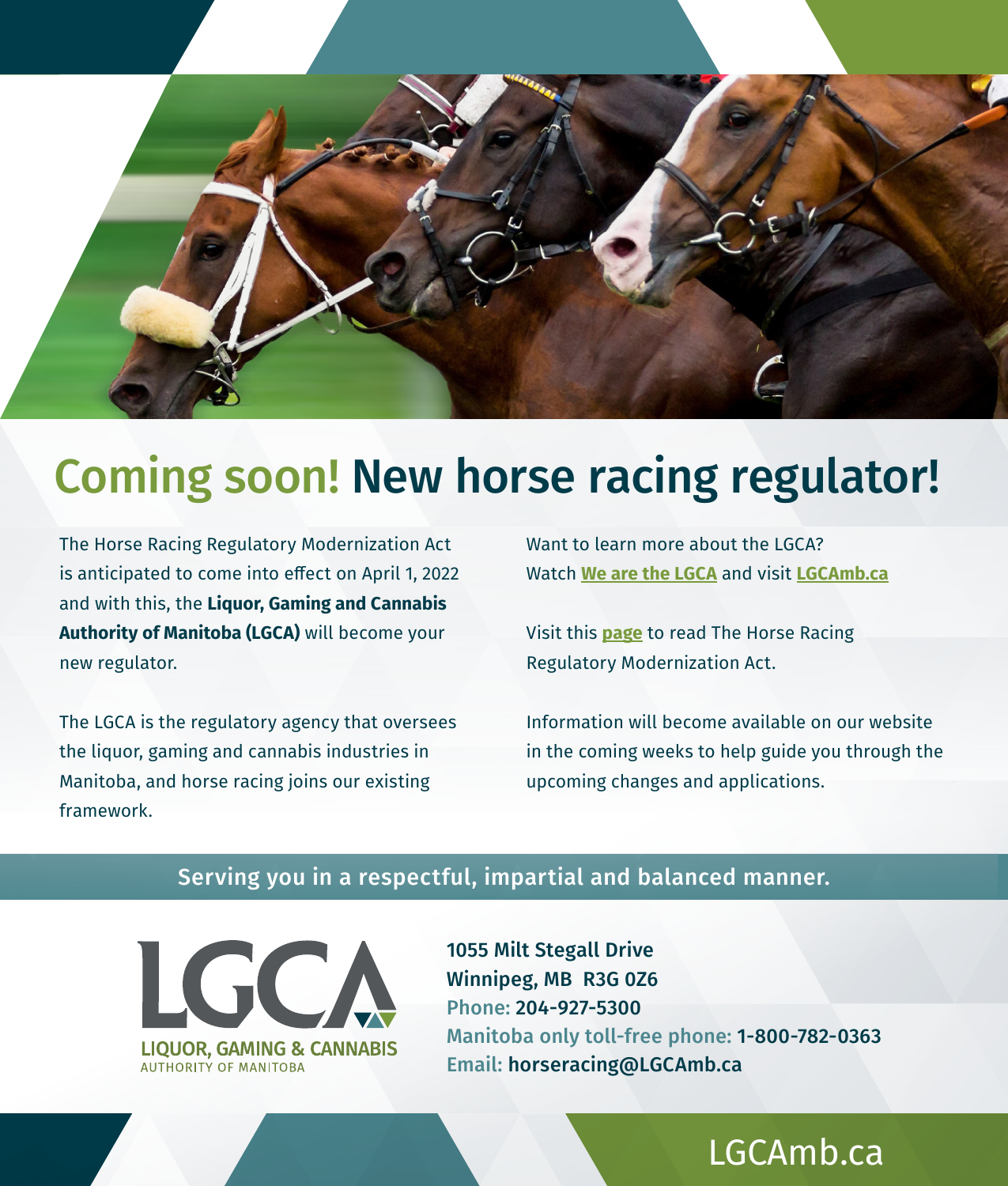# Coming soon! New horse racing regulator!

The Horse Racing Regulatory Modernization Act is anticipated to come into effect on April 1, 2022 and with this, the **Liquor, Gaming and Cannabis Authority of Manitoba (LGCA)** will become your new regulator.

The LGCA is the regulatory agency that oversees the liquor, gaming and cannabis industries in Manitoba, and horse racing joins our existing framework.

Want to learn more about the LGCA? Watch **We are the LGCA** and visit **LGCAmb.ca**

Visit this **page** to read The Horse Racing Regulatory Modernization Act.

Information will become available on our website in the coming weeks to help guide you through the upcoming changes and applications.

**Serving you in a respectful, impartial and balanced manner.**

LGCA
LIQUOR, GAMING & CANNABIS
AUTHORITY OF MANITOBA

**1055 Milt Stegall Drive**
**Winnipeg, MB R3G 0Z6**
Phone: **204-927-5300**
Manitoba only toll-free phone: **1-800-782-0363**
Email: **horseracing@LGCAmb.ca**

LGCAmb.ca